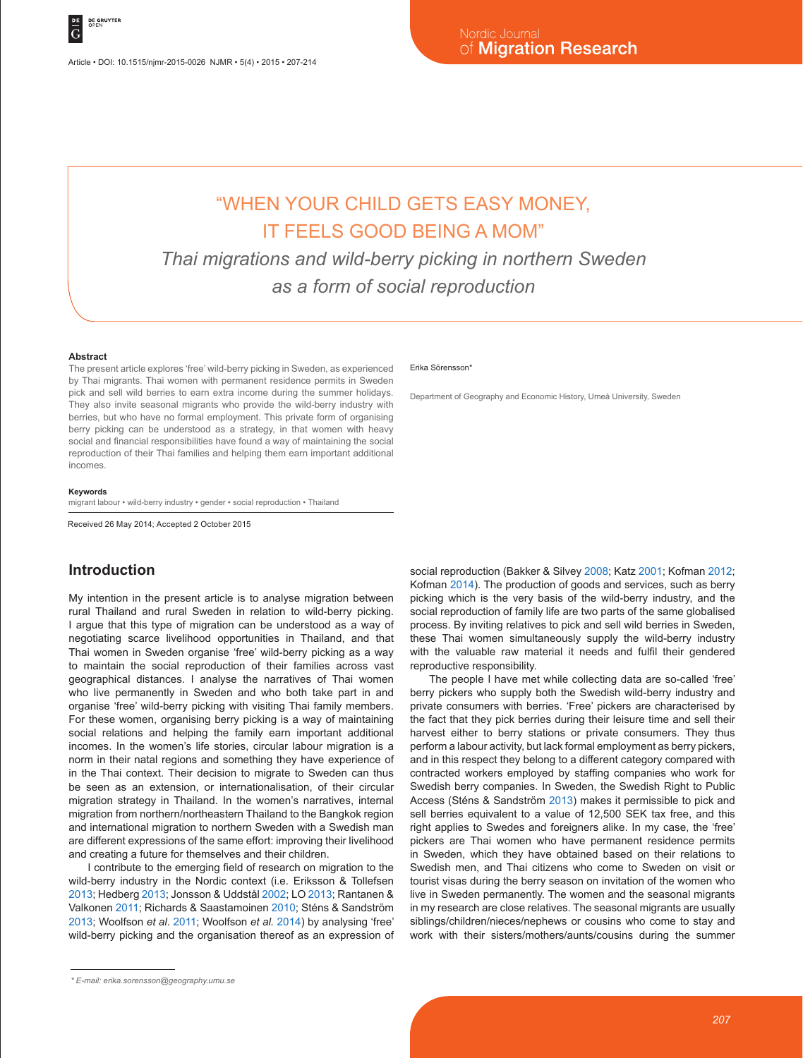# "WHEN YOUR CHILD GETS EASY MONEY, IT FEELS GOOD BEING A MOM"

## *Thai migrations and wild-berry picking in northern Sweden as a form of social reproduction*

Erika Sörensson*

Department of Geography and Economic History, Umeå University, Sweden

### Abstract

The present article explores 'free' wild-berry picking in Sweden, as experienced by Thai migrants. Thai women with permanent residence permits in Sweden pick and sell wild berries to earn extra income during the summer holidays. They also invite seasonal migrants who provide the wild-berry industry with berries, but who have no formal employment. This private form of organising berry picking can be understood as a strategy, in that women with heavy social and financial responsibilities have found a way of maintaining the social reproduction of their Thai families and helping them earn important additional incomes.

### Keywords

migrant labour • wild-berry industry • gender • social reproduction • Thailand

Received 26 May 2014; Accepted 2 October 2015

## Introduction

My intention in the present article is to analyse migration between rural Thailand and rural Sweden in relation to wild-berry picking. I argue that this type of migration can be understood as a way of negotiating scarce livelihood opportunities in Thailand, and that Thai women in Sweden organise 'free' wild-berry picking as a way to maintain the social reproduction of their families across vast geographical distances. I analyse the narratives of Thai women who live permanently in Sweden and who both take part in and organise 'free' wild-berry picking with visiting Thai family members. For these women, organising berry picking is a way of maintaining social relations and helping the family earn important additional incomes. In the women's life stories, circular labour migration is a norm in their natal regions and something they have experience of in the Thai context. Their decision to migrate to Sweden can thus be seen as an extension, or internationalisation, of their circular migration strategy in Thailand. In the women's narratives, internal migration from northern/northeastern Thailand to the Bangkok region and international migration to northern Sweden with a Swedish man are different expressions of the same effort: improving their livelihood and creating a future for themselves and their children.

I contribute to the emerging field of research on migration to the wild-berry industry in the Nordic context (i.e. Eriksson & Tollefsen 2013; Hedberg 2013; Jonsson & Uddstål 2002; LO 2013; Rantanen & Valkonen 2011; Richards & Saastamoinen 2010; Sténs & Sandström 2013; Woolfson *et al*. 2011; Woolfson *et al.* 2014) by analysing 'free' wild-berry picking and the organisation thereof as an expression of social reproduction (Bakker & Silvey 2008; Katz 2001; Kofman 2012; Kofman 2014). The production of goods and services, such as berry picking which is the very basis of the wild-berry industry, and the social reproduction of family life are two parts of the same globalised process. By inviting relatives to pick and sell wild berries in Sweden, these Thai women simultaneously supply the wild-berry industry with the valuable raw material it needs and fulfil their gendered reproductive responsibility.

The people I have met while collecting data are so-called 'free' berry pickers who supply both the Swedish wild-berry industry and private consumers with berries. 'Free' pickers are characterised by the fact that they pick berries during their leisure time and sell their harvest either to berry stations or private consumers. They thus perform a labour activity, but lack formal employment as berry pickers, and in this respect they belong to a different category compared with contracted workers employed by staffing companies who work for Swedish berry companies. In Sweden, the Swedish Right to Public Access (Sténs & Sandström 2013) makes it permissible to pick and sell berries equivalent to a value of 12,500 SEK tax free, and this right applies to Swedes and foreigners alike. In my case, the 'free' pickers are Thai women who have permanent residence permits in Sweden, which they have obtained based on their relations to Swedish men, and Thai citizens who come to Sweden on visit or tourist visas during the berry season on invitation of the women who live in Sweden permanently. The women and the seasonal migrants in my research are close relatives. The seasonal migrants are usually siblings/children/nieces/nephews or cousins who come to stay and work with their sisters/mothers/aunts/cousins during the summer

* E-mail: erika.sorensson@geography.umu.se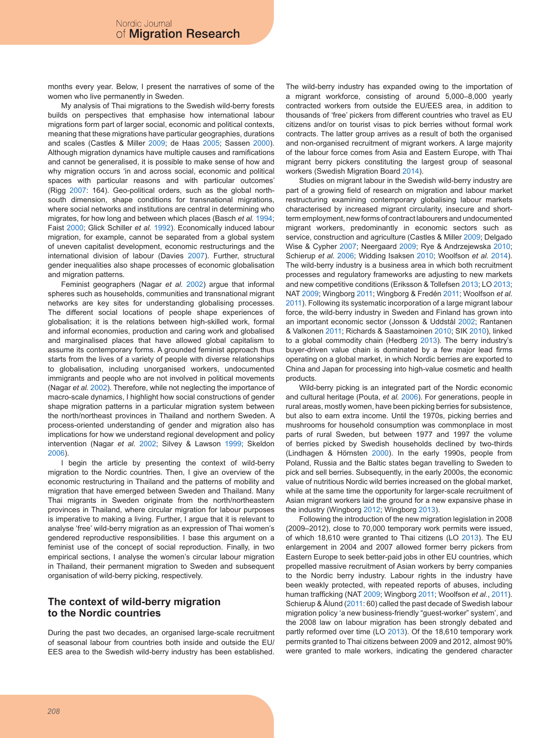months every year. Below, I present the narratives of some of the women who live permanently in Sweden.

My analysis of Thai migrations to the Swedish wild-berry forests builds on perspectives that emphasise how international labour migrations form part of larger social, economic and political contexts, meaning that these migrations have particular geographies, durations and scales (Castles & Miller 2009; de Haas 2005; Sassen 2000). Although migration dynamics have multiple causes and ramifications and cannot be generalised, it is possible to make sense of how and why migration occurs 'in and across social, economic and political spaces with particular reasons and with particular outcomes' (Rigg 2007: 164). Geo-political orders, such as the global north-south dimension, shape conditions for transnational migrations, where social networks and institutions are central in determining who migrates, for how long and between which places (Basch *et al.* 1994; Faist 2000; Glick Schiller *et al.* 1992). Economically induced labour migration, for example, cannot be separated from a global system of uneven capitalist development, economic restructurings and the international division of labour (Davies 2007). Further, structural gender inequalities also shape processes of economic globalisation and migration patterns.

Feminist geographers (Nagar *et al.* 2002) argue that informal spheres such as households, communities and transnational migrant networks are key sites for understanding globalising processes. The different social locations of people shape experiences of globalisation; it is the relations between high-skilled work, formal and informal economies, production and caring work and globalised and marginalised places that have allowed global capitalism to assume its contemporary forms. A grounded feminist approach thus starts from the lives of a variety of people with diverse relationships to globalisation, including unorganised workers, undocumented immigrants and people who are not involved in political movements (Nagar *et al.* 2002). Therefore, while not neglecting the importance of macro-scale dynamics, I highlight how social constructions of gender shape migration patterns in a particular migration system between the north/northeast provinces in Thailand and northern Sweden. A process-oriented understanding of gender and migration also has implications for how we understand regional development and policy intervention (Nagar *et al.* 2002; Silvey & Lawson 1999; Skeldon 2006).

I begin the article by presenting the context of wild-berry migration to the Nordic countries. Then, I give an overview of the economic restructuring in Thailand and the patterns of mobility and migration that have emerged between Sweden and Thailand. Many Thai migrants in Sweden originate from the north/northeastern provinces in Thailand, where circular migration for labour purposes is imperative to making a living. Further, I argue that it is relevant to analyse 'free' wild-berry migration as an expression of Thai women's gendered reproductive responsibilities. I base this argument on a feminist use of the concept of social reproduction. Finally, in two empirical sections, I analyse the women's circular labour migration in Thailand, their permanent migration to Sweden and subsequent organisation of wild-berry picking, respectively.

## The context of wild-berry migration to the Nordic countries

During the past two decades, an organised large-scale recruitment of seasonal labour from countries both inside and outside the EU/EES area to the Swedish wild-berry industry has been established. The wild-berry industry has expanded owing to the importation of a migrant workforce, consisting of around 5,000–8,000 yearly contracted workers from outside the EU/EES area, in addition to thousands of 'free' pickers from different countries who travel as EU citizens and/or on tourist visas to pick berries without formal work contracts. The latter group arrives as a result of both the organised and non-organised recruitment of migrant workers. A large majority of the labour force comes from Asia and Eastern Europe, with Thai migrant berry pickers constituting the largest group of seasonal workers (Swedish Migration Board 2014).

Studies on migrant labour in the Swedish wild-berry industry are part of a growing field of research on migration and labour market restructuring examining contemporary globalising labour markets characterised by increased migrant circularity, insecure and short-term employment, new forms of contract labourers and undocumented migrant workers, predominantly in economic sectors such as service, construction and agriculture (Castles & Miller 2009; Delgado Wise & Cypher 2007; Neergaard 2009; Rye & Andrzejewska 2010; Schierup *et al.* 2006; Widding Isaksen 2010; Woolfson *et al.* 2014). The wild-berry industry is a business area in which both recruitment processes and regulatory frameworks are adjusting to new markets and new competitive conditions (Eriksson & Tollefsen 2013; LO 2013; NAT 2009; Wingborg 2011; Wingborg & Fredén 2011; Woolfson *et al.* 2011). Following its systematic incorporation of a large migrant labour force, the wild-berry industry in Sweden and Finland has grown into an important economic sector (Jonsson & Uddstål 2002; Rantanen & Valkonen 2011; Richards & Saastamoinen 2010; SIK 2010), linked to a global commodity chain (Hedberg 2013). The berry industry's buyer-driven value chain is dominated by a few major lead firms operating on a global market, in which Nordic berries are exported to China and Japan for processing into high-value cosmetic and health products.

Wild-berry picking is an integrated part of the Nordic economic and cultural heritage (Pouta, *et al.* 2006). For generations, people in rural areas, mostly women, have been picking berries for subsistence, but also to earn extra income. Until the 1970s, picking berries and mushrooms for household consumption was commonplace in most parts of rural Sweden, but between 1977 and 1997 the volume of berries picked by Swedish households declined by two-thirds (Lindhagen & Hörnsten 2000). In the early 1990s, people from Poland, Russia and the Baltic states began travelling to Sweden to pick and sell berries. Subsequently, in the early 2000s, the economic value of nutritious Nordic wild berries increased on the global market, while at the same time the opportunity for larger-scale recruitment of Asian migrant workers laid the ground for a new expansive phase in the industry (Wingborg 2012; Wingborg 2013).

Following the introduction of the new migration legislation in 2008 (2009–2012), close to 70,000 temporary work permits were issued, of which 18,610 were granted to Thai citizens (LO 2013). The EU enlargement in 2004 and 2007 allowed former berry pickers from Eastern Europe to seek better-paid jobs in other EU countries, which propelled massive recruitment of Asian workers by berry companies to the Nordic berry industry. Labour rights in the industry have been weakly protected, with repeated reports of abuses, including human trafficking (NAT 2009; Wingborg 2011; Woolfson *et al.*, 2011). Schierup & Ålund (2011: 60) called the past decade of Swedish labour migration policy 'a new business-friendly "guest-worker" system', and the 2008 law on labour migration has been strongly debated and partly reformed over time (LO 2013). Of the 18,610 temporary work permits granted to Thai citizens between 2009 and 2012, almost 90% were granted to male workers, indicating the gendered character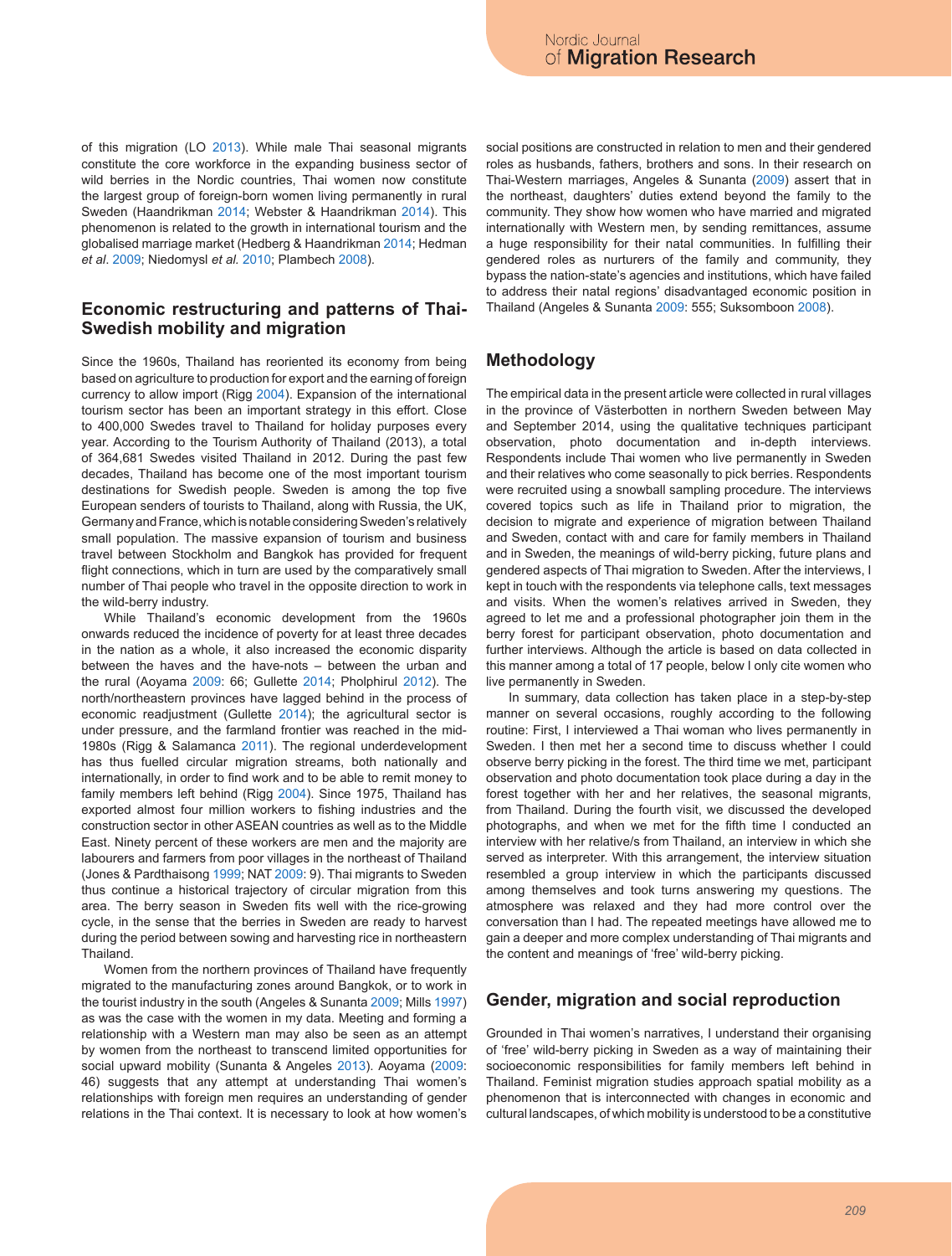of this migration (LO 2013). While male Thai seasonal migrants constitute the core workforce in the expanding business sector of wild berries in the Nordic countries, Thai women now constitute the largest group of foreign-born women living permanently in rural Sweden (Haandrikman 2014; Webster & Haandrikman 2014). This phenomenon is related to the growth in international tourism and the globalised marriage market (Hedberg & Haandrikman 2014; Hedman *et al*. 2009; Niedomysl *et al.* 2010; Plambech 2008).

## Economic restructuring and patterns of Thai-Swedish mobility and migration

Since the 1960s, Thailand has reoriented its economy from being based on agriculture to production for export and the earning of foreign currency to allow import (Rigg 2004). Expansion of the international tourism sector has been an important strategy in this effort. Close to 400,000 Swedes travel to Thailand for holiday purposes every year. According to the Tourism Authority of Thailand (2013), a total of 364,681 Swedes visited Thailand in 2012. During the past few decades, Thailand has become one of the most important tourism destinations for Swedish people. Sweden is among the top five European senders of tourists to Thailand, along with Russia, the UK, Germany and France, which is notable considering Sweden's relatively small population. The massive expansion of tourism and business travel between Stockholm and Bangkok has provided for frequent flight connections, which in turn are used by the comparatively small number of Thai people who travel in the opposite direction to work in the wild-berry industry.

While Thailand's economic development from the 1960s onwards reduced the incidence of poverty for at least three decades in the nation as a whole, it also increased the economic disparity between the haves and the have-nots – between the urban and the rural (Aoyama 2009: 66; Gullette 2014; Pholphirul 2012). The north/northeastern provinces have lagged behind in the process of economic readjustment (Gullette 2014); the agricultural sector is under pressure, and the farmland frontier was reached in the mid-1980s (Rigg & Salamanca 2011). The regional underdevelopment has thus fuelled circular migration streams, both nationally and internationally, in order to find work and to be able to remit money to family members left behind (Rigg 2004). Since 1975, Thailand has exported almost four million workers to fishing industries and the construction sector in other ASEAN countries as well as to the Middle East. Ninety percent of these workers are men and the majority are labourers and farmers from poor villages in the northeast of Thailand (Jones & Pardthaisong 1999; NAT 2009: 9). Thai migrants to Sweden thus continue a historical trajectory of circular migration from this area. The berry season in Sweden fits well with the rice-growing cycle, in the sense that the berries in Sweden are ready to harvest during the period between sowing and harvesting rice in northeastern Thailand.

Women from the northern provinces of Thailand have frequently migrated to the manufacturing zones around Bangkok, or to work in the tourist industry in the south (Angeles & Sunanta 2009; Mills 1997) as was the case with the women in my data. Meeting and forming a relationship with a Western man may also be seen as an attempt by women from the northeast to transcend limited opportunities for social upward mobility (Sunanta & Angeles 2013). Aoyama (2009: 46) suggests that any attempt at understanding Thai women's relationships with foreign men requires an understanding of gender relations in the Thai context. It is necessary to look at how women's social positions are constructed in relation to men and their gendered roles as husbands, fathers, brothers and sons. In their research on Thai-Western marriages, Angeles & Sunanta (2009) assert that in the northeast, daughters' duties extend beyond the family to the community. They show how women who have married and migrated internationally with Western men, by sending remittances, assume a huge responsibility for their natal communities. In fulfilling their gendered roles as nurturers of the family and community, they bypass the nation-state's agencies and institutions, which have failed to address their natal regions' disadvantaged economic position in Thailand (Angeles & Sunanta 2009: 555; Suksomboon 2008).

## Methodology

The empirical data in the present article were collected in rural villages in the province of Västerbotten in northern Sweden between May and September 2014, using the qualitative techniques participant observation, photo documentation and in-depth interviews. Respondents include Thai women who live permanently in Sweden and their relatives who come seasonally to pick berries. Respondents were recruited using a snowball sampling procedure. The interviews covered topics such as life in Thailand prior to migration, the decision to migrate and experience of migration between Thailand and Sweden, contact with and care for family members in Thailand and in Sweden, the meanings of wild-berry picking, future plans and gendered aspects of Thai migration to Sweden. After the interviews, I kept in touch with the respondents via telephone calls, text messages and visits. When the women's relatives arrived in Sweden, they agreed to let me and a professional photographer join them in the berry forest for participant observation, photo documentation and further interviews. Although the article is based on data collected in this manner among a total of 17 people, below I only cite women who live permanently in Sweden.

In summary, data collection has taken place in a step-by-step manner on several occasions, roughly according to the following routine: First, I interviewed a Thai woman who lives permanently in Sweden. I then met her a second time to discuss whether I could observe berry picking in the forest. The third time we met, participant observation and photo documentation took place during a day in the forest together with her and her relatives, the seasonal migrants, from Thailand. During the fourth visit, we discussed the developed photographs, and when we met for the fifth time I conducted an interview with her relative/s from Thailand, an interview in which she served as interpreter. With this arrangement, the interview situation resembled a group interview in which the participants discussed among themselves and took turns answering my questions. The atmosphere was relaxed and they had more control over the conversation than I had. The repeated meetings have allowed me to gain a deeper and more complex understanding of Thai migrants and the content and meanings of 'free' wild-berry picking.

## Gender, migration and social reproduction

Grounded in Thai women's narratives, I understand their organising of 'free' wild-berry picking in Sweden as a way of maintaining their socioeconomic responsibilities for family members left behind in Thailand. Feminist migration studies approach spatial mobility as a phenomenon that is interconnected with changes in economic and cultural landscapes, of which mobility is understood to be a constitutive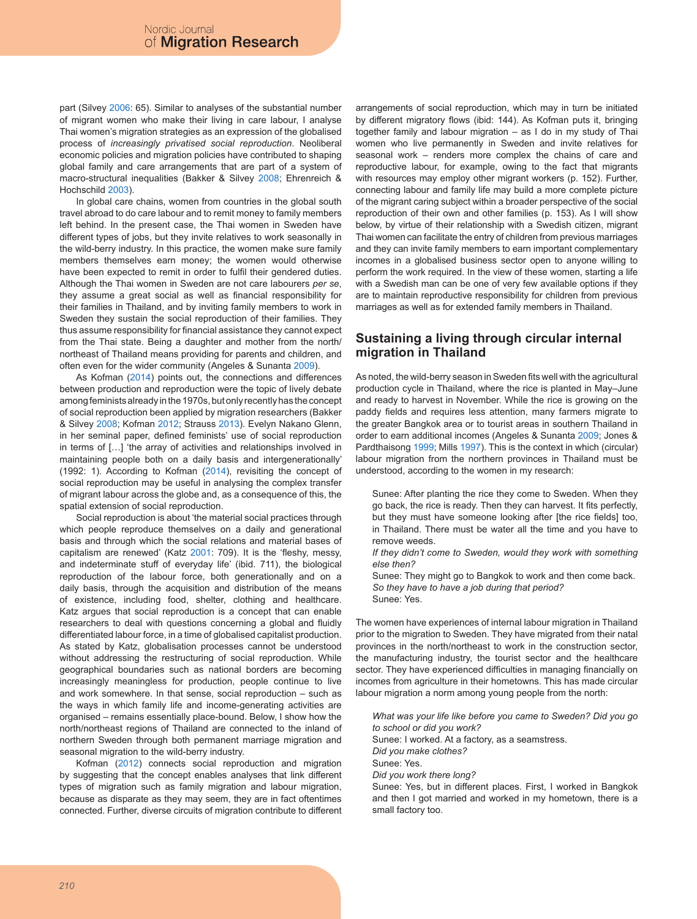part (Silvey 2006: 65). Similar to analyses of the substantial number of migrant women who make their living in care labour, I analyse Thai women's migration strategies as an expression of the globalised process of *increasingly privatised social reproduction*. Neoliberal economic policies and migration policies have contributed to shaping global family and care arrangements that are part of a system of macro-structural inequalities (Bakker & Silvey 2008; Ehrenreich & Hochschild 2003).

In global care chains, women from countries in the global south travel abroad to do care labour and to remit money to family members left behind. In the present case, the Thai women in Sweden have different types of jobs, but they invite relatives to work seasonally in the wild-berry industry. In this practice, the women make sure family members themselves earn money; the women would otherwise have been expected to remit in order to fulfil their gendered duties. Although the Thai women in Sweden are not care labourers *per se*, they assume a great social as well as financial responsibility for their families in Thailand, and by inviting family members to work in Sweden they sustain the social reproduction of their families. They thus assume responsibility for financial assistance they cannot expect from the Thai state. Being a daughter and mother from the north/northeast of Thailand means providing for parents and children, and often even for the wider community (Angeles & Sunanta 2009).

As Kofman (2014) points out, the connections and differences between production and reproduction were the topic of lively debate among feminists already in the 1970s, but only recently has the concept of social reproduction been applied by migration researchers (Bakker & Silvey 2008; Kofman 2012; Strauss 2013). Evelyn Nakano Glenn, in her seminal paper, defined feminists' use of social reproduction in terms of […] 'the array of activities and relationships involved in maintaining people both on a daily basis and intergenerationally' (1992: 1). According to Kofman (2014), revisiting the concept of social reproduction may be useful in analysing the complex transfer of migrant labour across the globe and, as a consequence of this, the spatial extension of social reproduction.

Social reproduction is about 'the material social practices through which people reproduce themselves on a daily and generational basis and through which the social relations and material bases of capitalism are renewed' (Katz 2001: 709). It is the 'fleshy, messy, and indeterminate stuff of everyday life' (ibid. 711), the biological reproduction of the labour force, both generationally and on a daily basis, through the acquisition and distribution of the means of existence, including food, shelter, clothing and healthcare. Katz argues that social reproduction is a concept that can enable researchers to deal with questions concerning a global and fluidly differentiated labour force, in a time of globalised capitalist production. As stated by Katz, globalisation processes cannot be understood without addressing the restructuring of social reproduction. While geographical boundaries such as national borders are becoming increasingly meaningless for production, people continue to live and work somewhere. In that sense, social reproduction – such as the ways in which family life and income-generating activities are organised – remains essentially place-bound. Below, I show how the north/northeast regions of Thailand are connected to the inland of northern Sweden through both permanent marriage migration and seasonal migration to the wild-berry industry.

Kofman (2012) connects social reproduction and migration by suggesting that the concept enables analyses that link different types of migration such as family migration and labour migration, because as disparate as they may seem, they are in fact oftentimes connected. Further, diverse circuits of migration contribute to different arrangements of social reproduction, which may in turn be initiated by different migratory flows (ibid: 144). As Kofman puts it, bringing together family and labour migration – as I do in my study of Thai women who live permanently in Sweden and invite relatives for seasonal work – renders more complex the chains of care and reproductive labour, for example, owing to the fact that migrants with resources may employ other migrant workers (p. 152). Further, connecting labour and family life may build a more complete picture of the migrant caring subject within a broader perspective of the social reproduction of their own and other families (p. 153). As I will show below, by virtue of their relationship with a Swedish citizen, migrant Thai women can facilitate the entry of children from previous marriages and they can invite family members to earn important complementary incomes in a globalised business sector open to anyone willing to perform the work required. In the view of these women, starting a life with a Swedish man can be one of very few available options if they are to maintain reproductive responsibility for children from previous marriages as well as for extended family members in Thailand.

## Sustaining a living through circular internal migration in Thailand

As noted, the wild-berry season in Sweden fits well with the agricultural production cycle in Thailand, where the rice is planted in May–June and ready to harvest in November. While the rice is growing on the paddy fields and requires less attention, many farmers migrate to the greater Bangkok area or to tourist areas in southern Thailand in order to earn additional incomes (Angeles & Sunanta 2009; Jones & Pardthaisong 1999; Mills 1997). This is the context in which (circular) labour migration from the northern provinces in Thailand must be understood, according to the women in my research:

> Sunee: After planting the rice they come to Sweden. When they go back, the rice is ready. Then they can harvest. It fits perfectly, but they must have someone looking after [the rice fields] too, in Thailand. There must be water all the time and you have to remove weeds.
> *If they didn't come to Sweden, would they work with something else then?*
> Sunee: They might go to Bangkok to work and then come back.
> *So they have to have a job during that period?*
> Sunee: Yes.

The women have experiences of internal labour migration in Thailand prior to the migration to Sweden. They have migrated from their natal provinces in the north/northeast to work in the construction sector, the manufacturing industry, the tourist sector and the healthcare sector. They have experienced difficulties in managing financially on incomes from agriculture in their hometowns. This has made circular labour migration a norm among young people from the north:

> *What was your life like before you came to Sweden? Did you go to school or did you work?*
> Sunee: I worked. At a factory, as a seamstress.
> *Did you make clothes?*
> Sunee: Yes.
> *Did you work there long?*
> Sunee: Yes, but in different places. First, I worked in Bangkok and then I got married and worked in my hometown, there is a small factory too.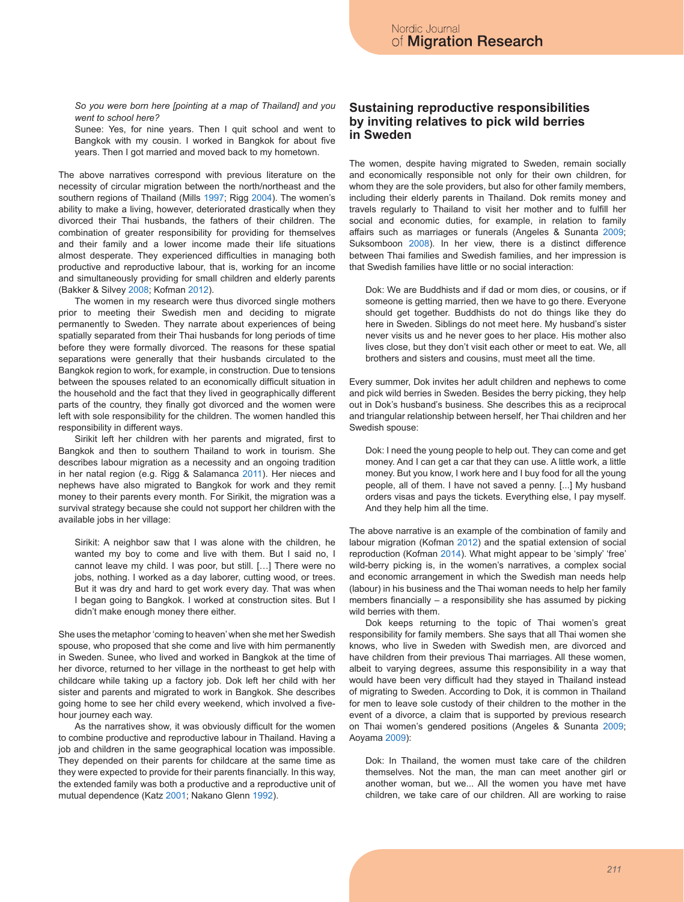*So you were born here [pointing at a map of Thailand] and you went to school here?*

Sunee: Yes, for nine years. Then I quit school and went to Bangkok with my cousin. I worked in Bangkok for about five years. Then I got married and moved back to my hometown.

The above narratives correspond with previous literature on the necessity of circular migration between the north/northeast and the southern regions of Thailand (Mills 1997; Rigg 2004). The women's ability to make a living, however, deteriorated drastically when they divorced their Thai husbands, the fathers of their children. The combination of greater responsibility for providing for themselves and their family and a lower income made their life situations almost desperate. They experienced difficulties in managing both productive and reproductive labour, that is, working for an income and simultaneously providing for small children and elderly parents (Bakker & Silvey 2008; Kofman 2012).

The women in my research were thus divorced single mothers prior to meeting their Swedish men and deciding to migrate permanently to Sweden. They narrate about experiences of being spatially separated from their Thai husbands for long periods of time before they were formally divorced. The reasons for these spatial separations were generally that their husbands circulated to the Bangkok region to work, for example, in construction. Due to tensions between the spouses related to an economically difficult situation in the household and the fact that they lived in geographically different parts of the country, they finally got divorced and the women were left with sole responsibility for the children. The women handled this responsibility in different ways.

Sirikit left her children with her parents and migrated, first to Bangkok and then to southern Thailand to work in tourism. She describes labour migration as a necessity and an ongoing tradition in her natal region (e.g. Rigg & Salamanca 2011). Her nieces and nephews have also migrated to Bangkok for work and they remit money to their parents every month. For Sirikit, the migration was a survival strategy because she could not support her children with the available jobs in her village:

> Sirikit: A neighbor saw that I was alone with the children, he wanted my boy to come and live with them. But I said no, I cannot leave my child. I was poor, but still. […] There were no jobs, nothing. I worked as a day laborer, cutting wood, or trees. But it was dry and hard to get work every day. That was when I began going to Bangkok. I worked at construction sites. But I didn't make enough money there either.

She uses the metaphor 'coming to heaven' when she met her Swedish spouse, who proposed that she come and live with him permanently in Sweden. Sunee, who lived and worked in Bangkok at the time of her divorce, returned to her village in the northeast to get help with childcare while taking up a factory job. Dok left her child with her sister and parents and migrated to work in Bangkok. She describes going home to see her child every weekend, which involved a five-hour journey each way.

As the narratives show, it was obviously difficult for the women to combine productive and reproductive labour in Thailand. Having a job and children in the same geographical location was impossible. They depended on their parents for childcare at the same time as they were expected to provide for their parents financially. In this way, the extended family was both a productive and a reproductive unit of mutual dependence (Katz 2001; Nakano Glenn 1992).

## Sustaining reproductive responsibilities by inviting relatives to pick wild berries in Sweden

The women, despite having migrated to Sweden, remain socially and economically responsible not only for their own children, for whom they are the sole providers, but also for other family members, including their elderly parents in Thailand. Dok remits money and travels regularly to Thailand to visit her mother and to fulfill her social and economic duties, for example, in relation to family affairs such as marriages or funerals (Angeles & Sunanta 2009; Suksomboon 2008). In her view, there is a distinct difference between Thai families and Swedish families, and her impression is that Swedish families have little or no social interaction:

> Dok: We are Buddhists and if dad or mom dies, or cousins, or if someone is getting married, then we have to go there. Everyone should get together. Buddhists do not do things like they do here in Sweden. Siblings do not meet here. My husband's sister never visits us and he never goes to her place. His mother also lives close, but they don't visit each other or meet to eat. We, all brothers and sisters and cousins, must meet all the time.

Every summer, Dok invites her adult children and nephews to come and pick wild berries in Sweden. Besides the berry picking, they help out in Dok's husband's business. She describes this as a reciprocal and triangular relationship between herself, her Thai children and her Swedish spouse:

> Dok: I need the young people to help out. They can come and get money. And I can get a car that they can use. A little work, a little money. But you know, I work here and I buy food for all the young people, all of them. I have not saved a penny. [...] My husband orders visas and pays the tickets. Everything else, I pay myself. And they help him all the time.

The above narrative is an example of the combination of family and labour migration (Kofman 2012) and the spatial extension of social reproduction (Kofman 2014). What might appear to be 'simply' 'free' wild-berry picking is, in the women's narratives, a complex social and economic arrangement in which the Swedish man needs help (labour) in his business and the Thai woman needs to help her family members financially – a responsibility she has assumed by picking wild berries with them.

Dok keeps returning to the topic of Thai women's great responsibility for family members. She says that all Thai women she knows, who live in Sweden with Swedish men, are divorced and have children from their previous Thai marriages. All these women, albeit to varying degrees, assume this responsibility in a way that would have been very difficult had they stayed in Thailand instead of migrating to Sweden. According to Dok, it is common in Thailand for men to leave sole custody of their children to the mother in the event of a divorce, a claim that is supported by previous research on Thai women's gendered positions (Angeles & Sunanta 2009; Aoyama 2009):

> Dok: In Thailand, the women must take care of the children themselves. Not the man, the man can meet another girl or another woman, but we... All the women you have met have children, we take care of our children. All are working to raise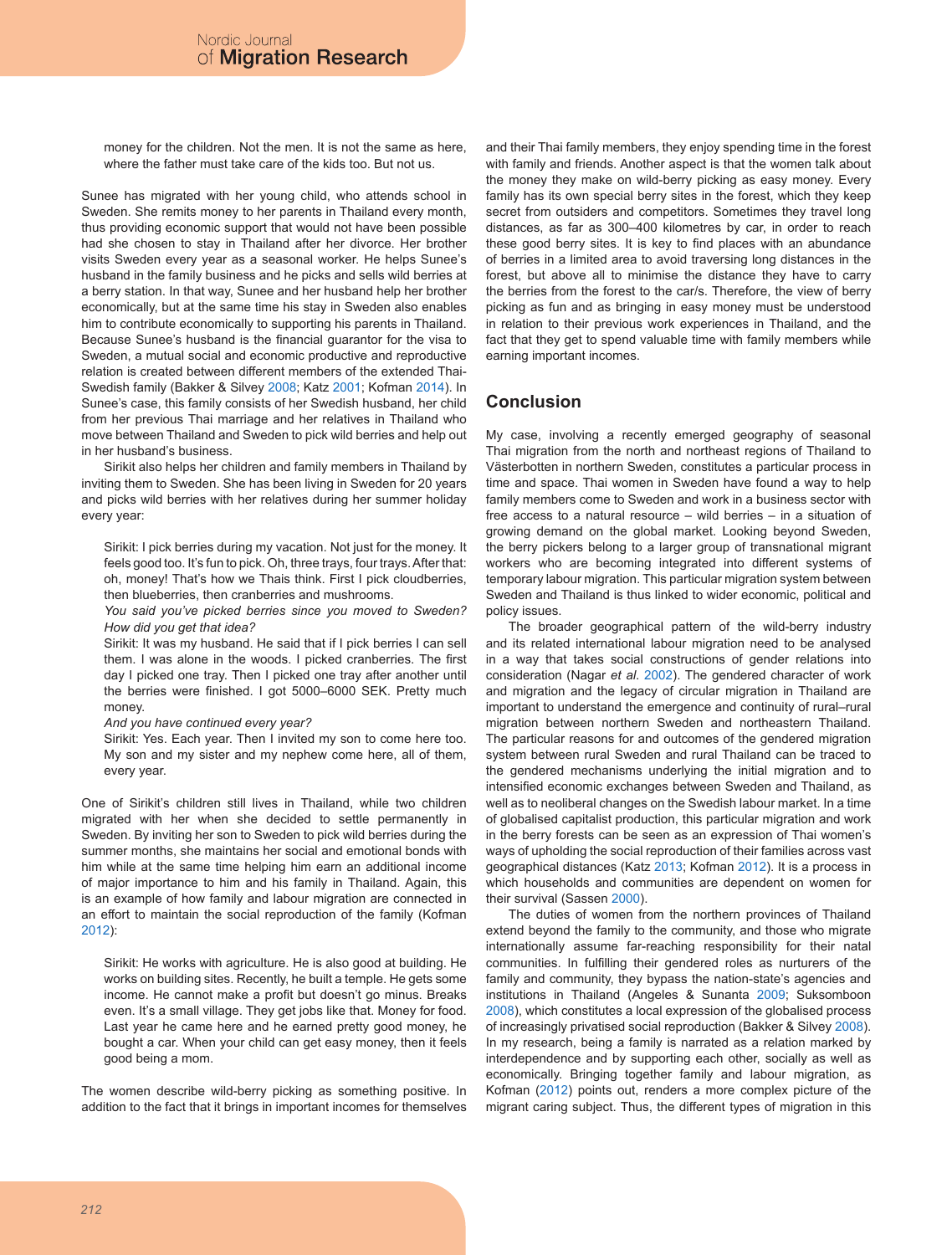money for the children. Not the men. It is not the same as here, where the father must take care of the kids too. But not us.

Sunee has migrated with her young child, who attends school in Sweden. She remits money to her parents in Thailand every month, thus providing economic support that would not have been possible had she chosen to stay in Thailand after her divorce. Her brother visits Sweden every year as a seasonal worker. He helps Sunee's husband in the family business and he picks and sells wild berries at a berry station. In that way, Sunee and her husband help her brother economically, but at the same time his stay in Sweden also enables him to contribute economically to supporting his parents in Thailand. Because Sunee's husband is the financial guarantor for the visa to Sweden, a mutual social and economic productive and reproductive relation is created between different members of the extended Thai-Swedish family (Bakker & Silvey 2008; Katz 2001; Kofman 2014). In Sunee's case, this family consists of her Swedish husband, her child from her previous Thai marriage and her relatives in Thailand who move between Thailand and Sweden to pick wild berries and help out in her husband's business.

Sirikit also helps her children and family members in Thailand by inviting them to Sweden. She has been living in Sweden for 20 years and picks wild berries with her relatives during her summer holiday every year:

> Sirikit: I pick berries during my vacation. Not just for the money. It feels good too. It's fun to pick. Oh, three trays, four trays. After that: oh, money! That's how we Thais think. First I pick cloudberries, then blueberries, then cranberries and mushrooms.
>
> *You said you've picked berries since you moved to Sweden? How did you get that idea?*
>
> Sirikit: It was my husband. He said that if I pick berries I can sell them. I was alone in the woods. I picked cranberries. The first day I picked one tray. Then I picked one tray after another until the berries were finished. I got 5000–6000 SEK. Pretty much money.
>
> *And you have continued every year?*
>
> Sirikit: Yes. Each year. Then I invited my son to come here too. My son and my sister and my nephew come here, all of them, every year.

One of Sirikit's children still lives in Thailand, while two children migrated with her when she decided to settle permanently in Sweden. By inviting her son to Sweden to pick wild berries during the summer months, she maintains her social and emotional bonds with him while at the same time helping him earn an additional income of major importance to him and his family in Thailand. Again, this is an example of how family and labour migration are connected in an effort to maintain the social reproduction of the family (Kofman 2012):

> Sirikit: He works with agriculture. He is also good at building. He works on building sites. Recently, he built a temple. He gets some income. He cannot make a profit but doesn't go minus. Breaks even. It's a small village. They get jobs like that. Money for food. Last year he came here and he earned pretty good money, he bought a car. When your child can get easy money, then it feels good being a mom.

The women describe wild-berry picking as something positive. In addition to the fact that it brings in important incomes for themselves and their Thai family members, they enjoy spending time in the forest with family and friends. Another aspect is that the women talk about the money they make on wild-berry picking as easy money. Every family has its own special berry sites in the forest, which they keep secret from outsiders and competitors. Sometimes they travel long distances, as far as 300–400 kilometres by car, in order to reach these good berry sites. It is key to find places with an abundance of berries in a limited area to avoid traversing long distances in the forest, but above all to minimise the distance they have to carry the berries from the forest to the car/s. Therefore, the view of berry picking as fun and as bringing in easy money must be understood in relation to their previous work experiences in Thailand, and the fact that they get to spend valuable time with family members while earning important incomes.

## Conclusion

My case, involving a recently emerged geography of seasonal Thai migration from the north and northeast regions of Thailand to Västerbotten in northern Sweden, constitutes a particular process in time and space. Thai women in Sweden have found a way to help family members come to Sweden and work in a business sector with free access to a natural resource – wild berries – in a situation of growing demand on the global market. Looking beyond Sweden, the berry pickers belong to a larger group of transnational migrant workers who are becoming integrated into different systems of temporary labour migration. This particular migration system between Sweden and Thailand is thus linked to wider economic, political and policy issues.

The broader geographical pattern of the wild-berry industry and its related international labour migration need to be analysed in a way that takes social constructions of gender relations into consideration (Nagar *et al.* 2002). The gendered character of work and migration and the legacy of circular migration in Thailand are important to understand the emergence and continuity of rural–rural migration between northern Sweden and northeastern Thailand. The particular reasons for and outcomes of the gendered migration system between rural Sweden and rural Thailand can be traced to the gendered mechanisms underlying the initial migration and to intensified economic exchanges between Sweden and Thailand, as well as to neoliberal changes on the Swedish labour market. In a time of globalised capitalist production, this particular migration and work in the berry forests can be seen as an expression of Thai women's ways of upholding the social reproduction of their families across vast geographical distances (Katz 2013; Kofman 2012). It is a process in which households and communities are dependent on women for their survival (Sassen 2000).

The duties of women from the northern provinces of Thailand extend beyond the family to the community, and those who migrate internationally assume far-reaching responsibility for their natal communities. In fulfilling their gendered roles as nurturers of the family and community, they bypass the nation-state's agencies and institutions in Thailand (Angeles & Sunanta 2009; Suksomboon 2008), which constitutes a local expression of the globalised process of increasingly privatised social reproduction (Bakker & Silvey 2008). In my research, being a family is narrated as a relation marked by interdependence and by supporting each other, socially as well as economically. Bringing together family and labour migration, as Kofman (2012) points out, renders a more complex picture of the migrant caring subject. Thus, the different types of migration in this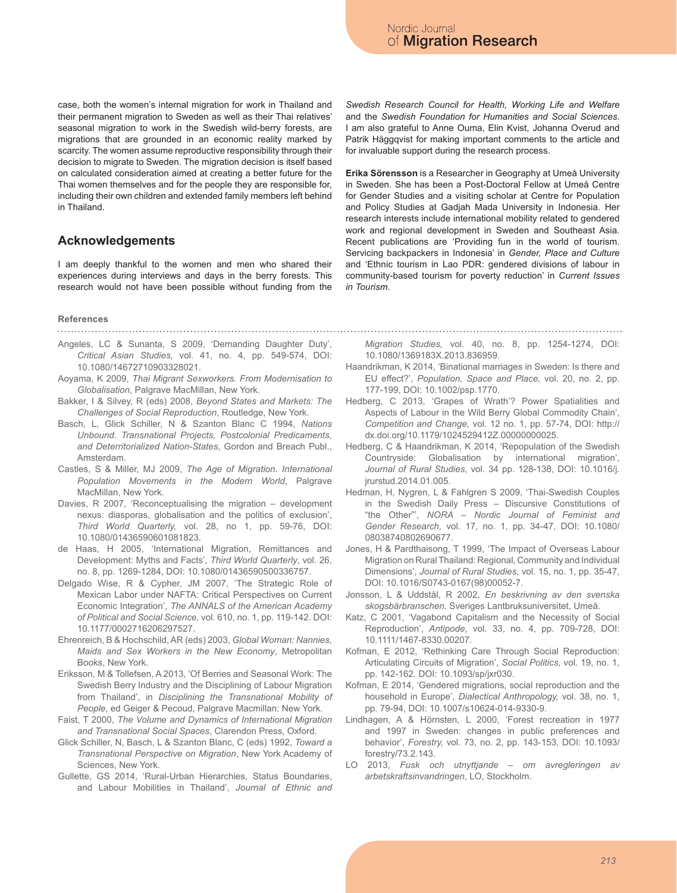case, both the women's internal migration for work in Thailand and their permanent migration to Sweden as well as their Thai relatives' seasonal migration to work in the Swedish wild-berry forests, are migrations that are grounded in an economic reality marked by scarcity. The women assume reproductive responsibility through their decision to migrate to Sweden. The migration decision is itself based on calculated consideration aimed at creating a better future for the Thai women themselves and for the people they are responsible for, including their own children and extended family members left behind in Thailand.

## Acknowledgements

I am deeply thankful to the women and men who shared their experiences during interviews and days in the berry forests. This research would not have been possible without funding from the *Swedish Research Council for Health, Working Life and Welfare* and the *Swedish Foundation for Humanities and Social Sciences*. I am also grateful to Anne Ouma, Elin Kvist, Johanna Overud and Patrik Häggqvist for making important comments to the article and for invaluable support during the research process.

**Erika Sörensson** is a Researcher in Geography at Umeå University in Sweden. She has been a Post-Doctoral Fellow at Umeå Centre for Gender Studies and a visiting scholar at Centre for Population and Policy Studies at Gadjah Mada University in Indonesia. Her research interests include international mobility related to gendered work and regional development in Sweden and Southeast Asia. Recent publications are 'Providing fun in the world of tourism. Servicing backpackers in Indonesia' in *Gender, Place and Culture* and 'Ethnic tourism in Lao PDR: gendered divisions of labour in community-based tourism for poverty reduction' in *Current Issues in Tourism*.

### References

Angeles, LC & Sunanta, S 2009, 'Demanding Daughter Duty', *Critical Asian Studies*, vol. 41, no. 4, pp. 549-574, DOI: 10.1080/14672710903328021.

Aoyama, K 2009, *Thai Migrant Sexworkers. From Modernisation to Globalisation*, Palgrave MacMillan, New York.

Bakker, I & Silvey, R (eds) 2008, *Beyond States and Markets: The Challenges of Social Reproduction*, Routledge, New York.

Basch, L, Glick Schiller, N & Szanton Blanc C 1994, *Nations Unbound. Transnational Projects, Postcolonial Predicaments, and Deterritorialized Nation-States*, Gordon and Breach Publ., Amsterdam.

Castles, S & Miller, MJ 2009, *The Age of Migration. International Population Movements in the Modern World*, Palgrave MacMillan, New York.

Davies, R 2007, 'Reconceptualising the migration – development nexus: diasporas, globalisation and the politics of exclusion', *Third World Quarterly,* vol. 28, no 1, pp. 59-76, DOI: 10.1080/01436590601081823.

de Haas, H 2005, 'International Migration, Remittances and Development: Myths and Facts', *Third World Quarterly*, vol. 26, no. 8, pp. 1269-1284, DOI: 10.1080/01436590500336757.

Delgado Wise, R & Cypher, JM 2007, 'The Strategic Role of Mexican Labor under NAFTA: Critical Perspectives on Current Economic Integration', *The ANNALS of the American Academy of Political and Social Science,* vol. 610, no. 1, pp. 119-142. DOI: 10.1177/0002716206297527.

Ehrenreich, B & Hochschild, AR (eds) 2003, *Global Woman: Nannies, Maids and Sex Workers in the New Economy*, Metropolitan Books, New York.

Eriksson, M & Tollefsen, A 2013, 'Of Berries and Seasonal Work: The Swedish Berry Industry and the Disciplining of Labour Migration from Thailand', in *Disciplining the Transnational Mobility of People*, ed Geiger & Pecoud, Palgrave Macmillan: New York.

Faist, T 2000, *The Volume and Dynamics of International Migration and Transnational Social Spaces*, Clarendon Press, Oxford.

Glick Schiller, N, Basch, L & Szanton Blanc, C (eds) 1992, *Toward a Transnational Perspective on Migration*, New York Academy of Sciences, New York.

Gullette, GS 2014, 'Rural-Urban Hierarchies, Status Boundaries, and Labour Mobilities in Thailand', *Journal of Ethnic and Migration Studies,* vol. 40, no. 8, pp. 1254-1274, DOI: 10.1080/1369183X.2013.836959.

Haandrikman, K 2014, 'Binational marriages in Sweden: Is there and EU effect?', *Population, Space and Place,* vol. 20, no. 2, pp. 177-199, DOI: 10.1002/psp.1770.

Hedberg, C 2013, 'Grapes of Wrath'? Power Spatialities and Aspects of Labour in the Wild Berry Global Commodity Chain', *Competition and Change,* vol. 12 no. 1, pp. 57-74, DOI: http://dx.doi.org/10.1179/1024529412Z.00000000025.

Hedberg, C & Haandrikman, K 2014, 'Repopulation of the Swedish Countryside: Globalisation by international migration', *Journal of Rural Studies*, vol. 34 pp. 128-138, DOI: 10.1016/j.jrurstud.2014.01.005.

Hedman, H, Nygren, L & Fahlgren S 2009, 'Thai-Swedish Couples in the Swedish Daily Press – Discursive Constitutions of "the Other"', *NORA – Nordic Journal of Feminist and Gender Research,* vol. 17, no. 1, pp. 34-47, DOI: 10.1080/08038740802690677.

Jones, H & Pardthaisong, T 1999, 'The Impact of Overseas Labour Migration on Rural Thailand: Regional, Community and Individual Dimensions', *Journal of Rural Studies*, vol. 15, no. 1, pp. 35-47, DOI: 10.1016/S0743-0167(98)00052-7.

Jonsson, L & Uddstål, R 2002, *En beskrivning av den svenska skogsbärbranschen.* Sveriges Lantbruksuniversitet, Umeå.

Katz, C 2001, 'Vagabond Capitalism and the Necessity of Social Reproduction', *Antipode*, vol. 33, no. 4, pp. 709-728, DOI: 10.1111/1467-8330.00207.

Kofman, E 2012, 'Rethinking Care Through Social Reproduction: Articulating Circuits of Migration', *Social Politics,* vol. 19, no. 1, pp. 142-162. DOI: 10.1093/sp/jxr030.

Kofman, E 2014, 'Gendered migrations, social reproduction and the household in Europe', *Dialectical Anthropology,* vol. 38, no. 1, pp. 79-94, DOI: 10.1007/s10624-014-9330-9.

Lindhagen, A & Hörnsten, L 2000, 'Forest recreation in 1977 and 1997 in Sweden: changes in public preferences and behavior', *Forestry,* vol. 73, no. 2, pp. 143-153, DOI: 10.1093/forestry/73.2.143.

LO 2013, *Fusk och utnyttjande – om avregleringen av arbetskraftsinvandringen*, LO, Stockholm.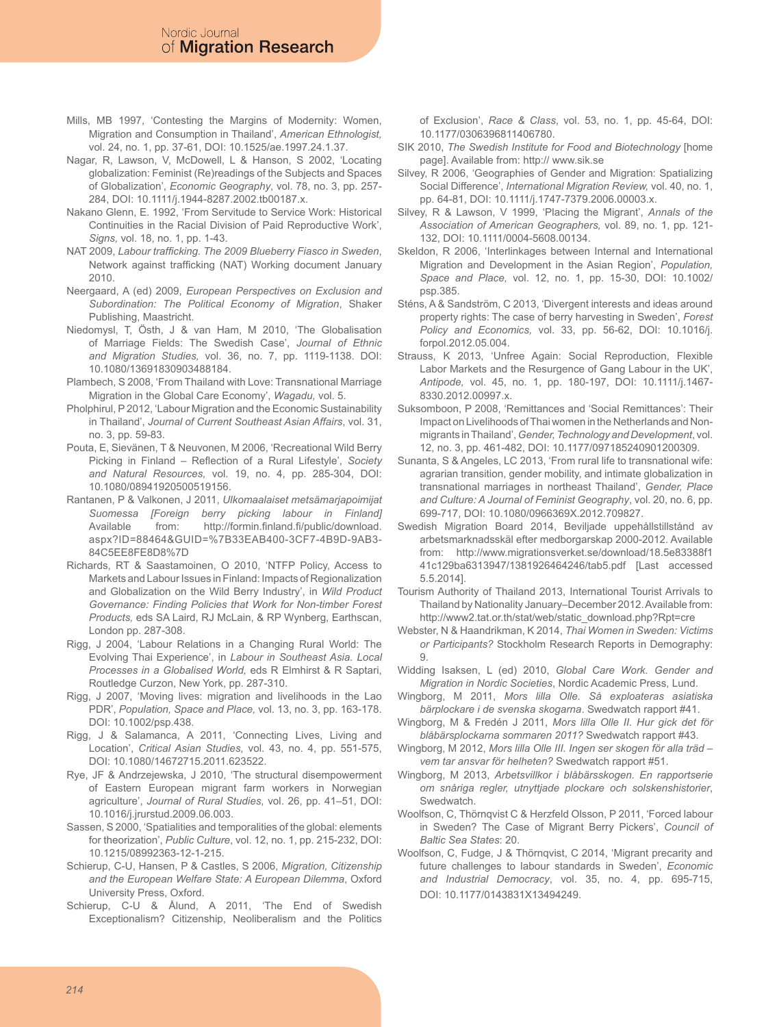Mills, MB 1997, 'Contesting the Margins of Modernity: Women, Migration and Consumption in Thailand', *American Ethnologist,* vol. 24, no. 1, pp. 37-61, DOI: 10.1525/ae.1997.24.1.37.

Nagar, R, Lawson, V, McDowell, L & Hanson, S 2002, 'Locating globalization: Feminist (Re)readings of the Subjects and Spaces of Globalization', *Economic Geography*, vol. 78, no. 3, pp. 257-284, DOI: 10.1111/j.1944-8287.2002.tb00187.x.

Nakano Glenn, E. 1992, 'From Servitude to Service Work: Historical Continuities in the Racial Division of Paid Reproductive Work', *Signs,* vol. 18, no. 1, pp. 1-43.

NAT 2009, *Labour trafficking. The 2009 Blueberry Fiasco in Sweden*, Network against trafficking (NAT) Working document January 2010.

Neergaard, A (ed) 2009, *European Perspectives on Exclusion and Subordination: The Political Economy of Migration*, Shaker Publishing, Maastricht.

Niedomysl, T, Östh, J & van Ham, M 2010, 'The Globalisation of Marriage Fields: The Swedish Case', *Journal of Ethnic and Migration Studies,* vol. 36, no. 7, pp. 1119-1138. DOI: 10.1080/13691830903488184.

Plambech, S 2008, 'From Thailand with Love: Transnational Marriage Migration in the Global Care Economy', *Wagadu,* vol. 5.

Pholphirul, P 2012, 'Labour Migration and the Economic Sustainability in Thailand', *Journal of Current Southeast Asian Affairs*, vol. 31, no. 3, pp. 59-83.

Pouta, E, Sievänen, T & Neuvonen, M 2006, 'Recreational Wild Berry Picking in Finland – Reflection of a Rural Lifestyle', *Society and Natural Resources,* vol. 19, no. 4, pp. 285-304, DOI: 10.1080/08941920500519156.

Rantanen, P & Valkonen, J 2011, *Ulkomaalaiset metsämarjapoimijat Suomessa [Foreign berry picking labour in Finland]* Available from: http://formin.finland.fi/public/download.aspx?ID=88464&GUID=%7B33EAB400-3CF7-4B9D-9AB3-84C5EE8FE8D8%7D

Richards, RT & Saastamoinen, O 2010, 'NTFP Policy, Access to Markets and Labour Issues in Finland: Impacts of Regionalization and Globalization on the Wild Berry Industry', in *Wild Product Governance: Finding Policies that Work for Non-timber Forest Products,* eds SA Laird, RJ McLain, & RP Wynberg, Earthscan, London pp. 287-308.

Rigg, J 2004, 'Labour Relations in a Changing Rural World: The Evolving Thai Experience', in *Labour in Southeast Asia. Local Processes in a Globalised World,* eds R Elmhirst & R Saptari, Routledge Curzon, New York, pp. 287-310.

Rigg, J 2007, 'Moving lives: migration and livelihoods in the Lao PDR', *Population, Space and Place,* vol. 13, no. 3, pp. 163-178. DOI: 10.1002/psp.438.

Rigg, J & Salamanca, A 2011, 'Connecting Lives, Living and Location', *Critical Asian Studies*, vol. 43, no. 4, pp. 551-575, DOI: 10.1080/14672715.2011.623522.

Rye, JF & Andrzejewska, J 2010, 'The structural disempowerment of Eastern European migrant farm workers in Norwegian agriculture', *Journal of Rural Studies*, vol. 26, pp. 41–51, DOI: 10.1016/j.jrurstud.2009.06.003.

Sassen, S 2000, 'Spatialities and temporalities of the global: elements for theorization', *Public Culture*, vol. 12, no. 1, pp. 215-232, DOI: 10.1215/08992363-12-1-215.

Schierup, C-U, Hansen, P & Castles, S 2006, *Migration, Citizenship and the European Welfare State: A European Dilemma*, Oxford University Press, Oxford.

Schierup, C-U & Ålund, A 2011, 'The End of Swedish Exceptionalism? Citizenship, Neoliberalism and the Politics of Exclusion', *Race & Class*, vol. 53, no. 1, pp. 45-64, DOI: 10.1177/0306396811406780.

SIK 2010, *The Swedish Institute for Food and Biotechnology* [home page]. Available from: http:// www.sik.se

Silvey, R 2006, 'Geographies of Gender and Migration: Spatializing Social Difference', *International Migration Review,* vol. 40, no. 1, pp. 64-81, DOI: 10.1111/j.1747-7379.2006.00003.x.

Silvey, R & Lawson, V 1999, 'Placing the Migrant', *Annals of the Association of American Geographers,* vol. 89, no. 1, pp. 121-132, DOI: 10.1111/0004-5608.00134.

Skeldon, R 2006, 'Interlinkages between Internal and International Migration and Development in the Asian Region', *Population, Space and Place,* vol. 12, no. 1, pp. 15-30, DOI: 10.1002/psp.385.

Sténs, A & Sandström, C 2013, 'Divergent interests and ideas around property rights: The case of berry harvesting in Sweden', *Forest Policy and Economics,* vol. 33, pp. 56-62, DOI: 10.1016/j.forpol.2012.05.004.

Strauss, K 2013, 'Unfree Again: Social Reproduction, Flexible Labor Markets and the Resurgence of Gang Labour in the UK', *Antipode,* vol. 45, no. 1, pp. 180-197, DOI: 10.1111/j.1467-8330.2012.00997.x.

Suksomboon, P 2008, 'Remittances and 'Social Remittances': Their Impact on Livelihoods of Thai women in the Netherlands and Non-migrants in Thailand', *Gender, Technology and Development*, vol. 12, no. 3, pp. 461-482, DOI: 10.1177/097185240901200309.

Sunanta, S & Angeles, LC 2013, 'From rural life to transnational wife: agrarian transition, gender mobility, and intimate globalization in transnational marriages in northeast Thailand', *Gender, Place and Culture: A Journal of Feminist Geography*, vol. 20, no. 6, pp. 699-717, DOI: 10.1080/0966369X.2012.709827.

Swedish Migration Board 2014, Beviljade uppehållstillstånd av arbetsmarknadsskäl efter medborgarskap 2000-2012. Available from: http://www.migrationsverket.se/download/18.5e83388f141c129ba6313947/1381926464246/tab5.pdf [Last accessed 5.5.2014].

Tourism Authority of Thailand 2013, International Tourist Arrivals to Thailand by Nationality January–December 2012. Available from: http://www2.tat.or.th/stat/web/static_download.php?Rpt=cre

Webster, N & Haandrikman, K 2014, *Thai Women in Sweden: Victims or Participants?* Stockholm Research Reports in Demography: 9.

Widding Isaksen, L (ed) 2010, *Global Care Work. Gender and Migration in Nordic Societies*, Nordic Academic Press, Lund.

Wingborg, M 2011, *Mors lilla Olle. Så exploateras asiatiska bärplockare i de svenska skogarna*. Swedwatch rapport #41.

Wingborg, M & Fredén J 2011, *Mors lilla Olle II. Hur gick det för blåbärsplockarna sommaren 2011?* Swedwatch rapport #43.

Wingborg, M 2012, *Mors lilla Olle III. Ingen ser skogen för alla träd – vem tar ansvar för helheten?* Swedwatch rapport #51.

Wingborg, M 2013, *Arbetsvillkor i blåbärsskogen. En rapportserie om snåriga regler, utnyttjade plockare och solskenshistorier*, Swedwatch.

Woolfson, C, Thörnqvist C & Herzfeld Olsson, P 2011, 'Forced labour in Sweden? The Case of Migrant Berry Pickers', *Council of Baltic Sea States*: 20.

Woolfson, C, Fudge, J & Thörnqvist, C 2014, 'Migrant precarity and future challenges to labour standards in Sweden', *Economic and Industrial Democracy*, vol. 35, no. 4, pp. 695-715, DOI: 10.1177/0143831X13494249.